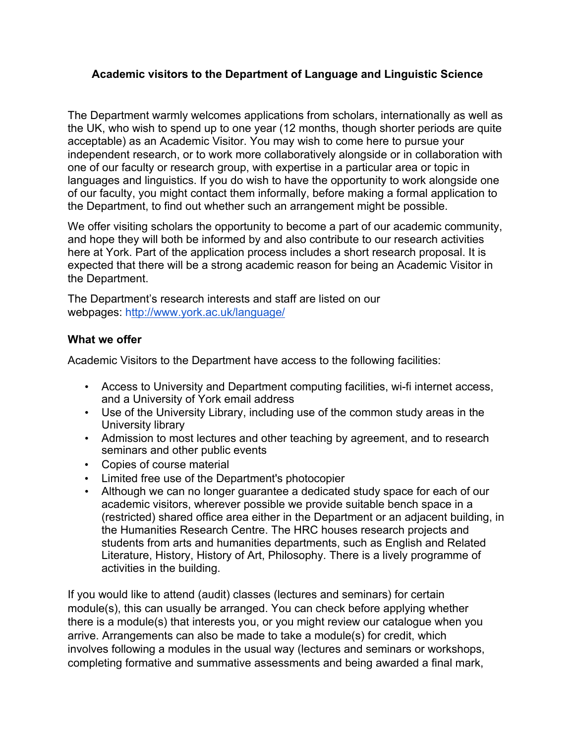## Academic visitors to the Department of Language and Linguistic Science

The Department warmly welcomes applications from scholars, internationally as well as the UK, who wish to spend up to one year (12 months, though shorter periods are quite acceptable) as an Academic Visitor. You may wish to come here to pursue your independent research, or to work more collaboratively alongside or in collaboration with one of our faculty or research group, with expertise in a particular area or topic in languages and linguistics. If you do wish to have the opportunity to work alongside one of our faculty, you might contact them informally, before making a formal application to the Department, to find out whether such an arrangement might be possible.

We offer visiting scholars the opportunity to become a part of our academic community, and hope they will both be informed by and also contribute to our research activities here at York. Part of the application process includes a short research proposal. It is expected that there will be a strong academic reason for being an Academic Visitor in the Department.

The Department's research interests and staff are listed on our webpages: [http://www.york.ac.uk/language/](http://www.york.ac.uk/language/)

### What we offer

Academic Visitors to the Department have access to the following facilities:

- Access to University and Department computing facilities, wi-fi internet access, and a University of York email address
- Use of the University Library, including use of the common study areas in the University library
- Admission to most lectures and other teaching by agreement, and to research seminars and other public events
- Copies of course material
- Limited free use of the Department's photocopier
- Although we can no longer guarantee a dedicated study space for each of our academic visitors, wherever possible we provide suitable bench space in a (restricted) shared office area either in the Department or an adjacent building, in the Humanities Research Centre. The HRC houses research projects and students from arts and humanities departments, such as English and Related Literature, History, History of Art, Philosophy. There is a lively programme of activities in the building.

If you would like to attend (audit) classes (lectures and seminars) for certain module(s), this can usually be arranged. You can check before applying whether there is a module(s) that interests you, or you might review our catalogue when you arrive. Arrangements can also be made to take a module(s) for credit, which involves following a modules in the usual way (lectures and seminars or workshops, completing formative and summative assessments and being awarded a final mark,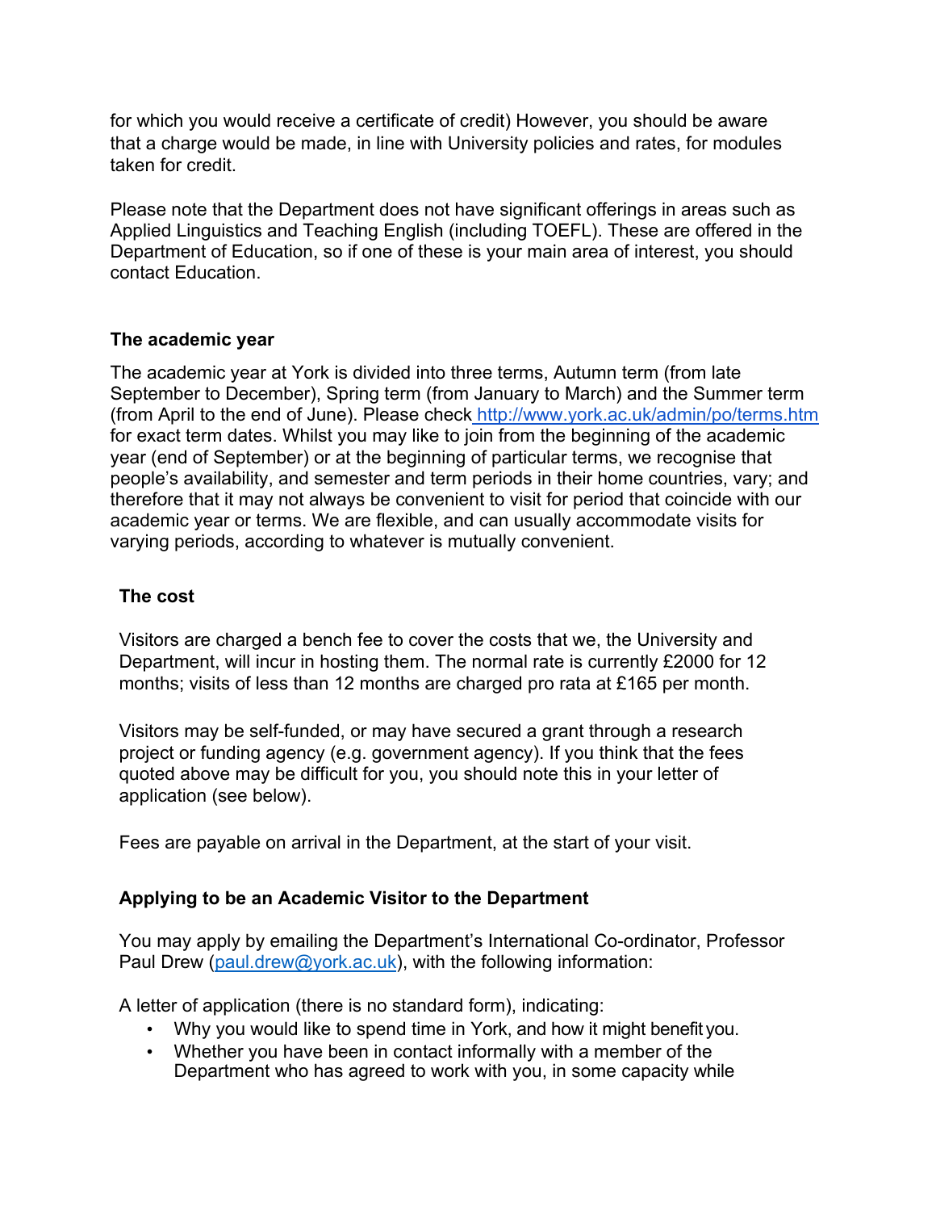for which you would receive a certificate of credit) However, you should be aware that a charge would be made, in line with University policies and rates, for modules taken for credit.

Please note that the Department does not have significant offerings in areas such as Applied Linguistics and Teaching English (including TOEFL). These are offered in the Department of Education, so if one of these is your main area of interest, you should contact Education.

### The academic year

The academic year at York is divided into three terms, Autumn term (from late September to December), Spring term (from January to March) and the Summer term (from April to the end of June). Please check [http://www.york.ac.uk/admin/po/terms.htm](http://www.york.ac.uk/admin/po/terms.htm) for exact term dates. Whilst you may like to join from the beginning of the academic year (end of September) or at the beginning of particular terms, we recognise that people's availability, and semester and term periods in their home countries, vary; and therefore that it may not always be convenient to visit for period that coincide with our academic year or terms. We are flexible, and can usually accommodate visits for varying periods, according to whatever is mutually convenient.

### The cost

Visitors are charged a bench fee to cover the costs that we, the University and Department, will incur in hosting them. The normal rate is currently £2000 for 12 months; visits of less than 12 months are charged pro rata at £165 per month.

Visitors may be self-funded, or may have secured a grant through a research project or funding agency (e.g. government agency). If you think that the fees quoted above may be difficult for you, you should note this in your letter of application (see below).

Fees are payable on arrival in the Department, at the start of your visit.

### Applying to be an Academic Visitor to the Department

You may apply by emailing the Department's International Co-ordinator, Professor Paul Drew ([paul.drew@york.ac.uk](mailto:paul.drew@york.ac.uk)), with the following information:

A letter of application (there is no standard form), indicating:

- Why you would like to spend time in York, and how it might benefit you.
- Whether you have been in contact informally with a member of the Department who has agreed to work with you, in some capacity while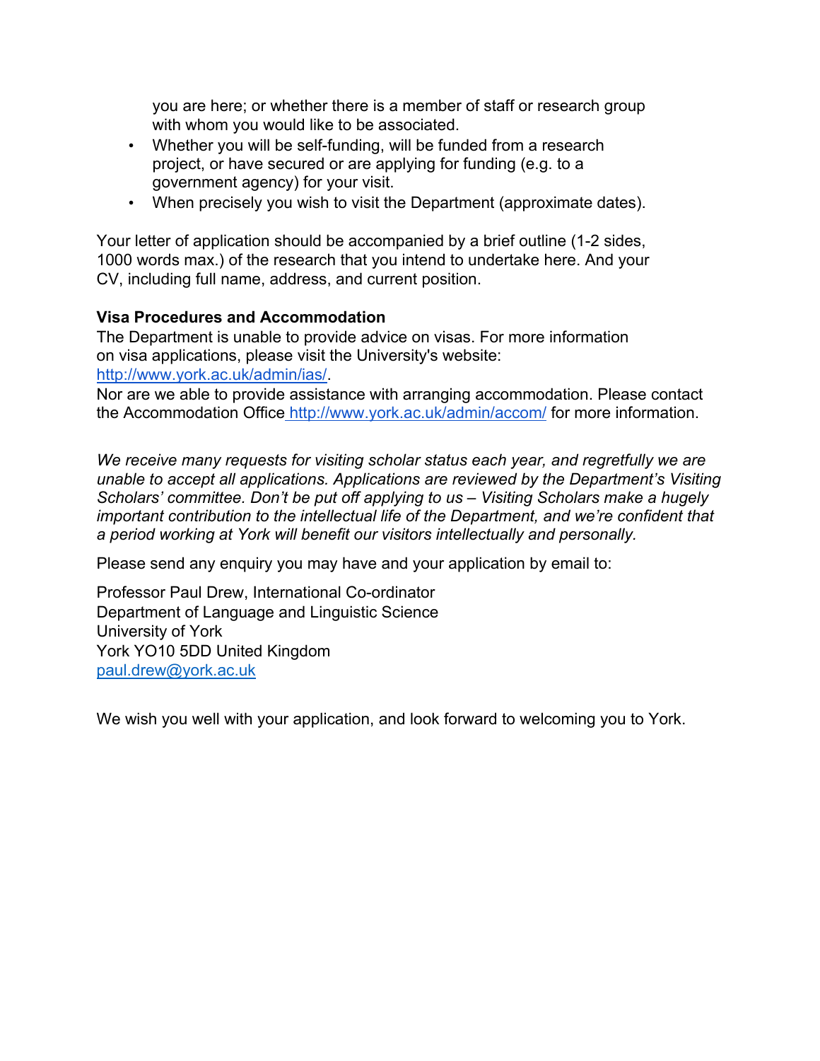you are here; or whether there is a member of staff or research group with whom you would like to be associated.

- Whether you will be self-funding, will be funded from a research project, or have secured or are applying for funding (e.g. to a government agency) for your visit.
- When precisely you wish to visit the Department (approximate dates).

Your letter of application should be accompanied by a brief outline (1-2 sides, 1000 words max.) of the research that you intend to undertake here. And your CV, including full name, address, and current position.

**Visa Procedures and Accommodation**

The Department is unable to provide advice on visas. For more information on visa applications, please visit the University's website: http://www.york.ac.uk/admin/ias/.

Nor are we able to provide assistance with arranging accommodation. Please contact the Accommodation Office http://www.york.ac.uk/admin/accom/ for more information.

*We receive many requests for visiting scholar status each year, and regretfully we are unable to accept all applications. Applications are reviewed by the Department's Visiting Scholars' committee. Don't be put off applying to us – Visiting Scholars make a hugely important contribution to the intellectual life of the Department, and we're confident that a period working at York will benefit our visitors intellectually and personally.*

Please send any enquiry you may have and your application by email to:

Professor Paul Drew, International Co-ordinator
Department of Language and Linguistic Science
University of York
York YO10 5DD United Kingdom
paul.drew@york.ac.uk

We wish you well with your application, and look forward to welcoming you to York.